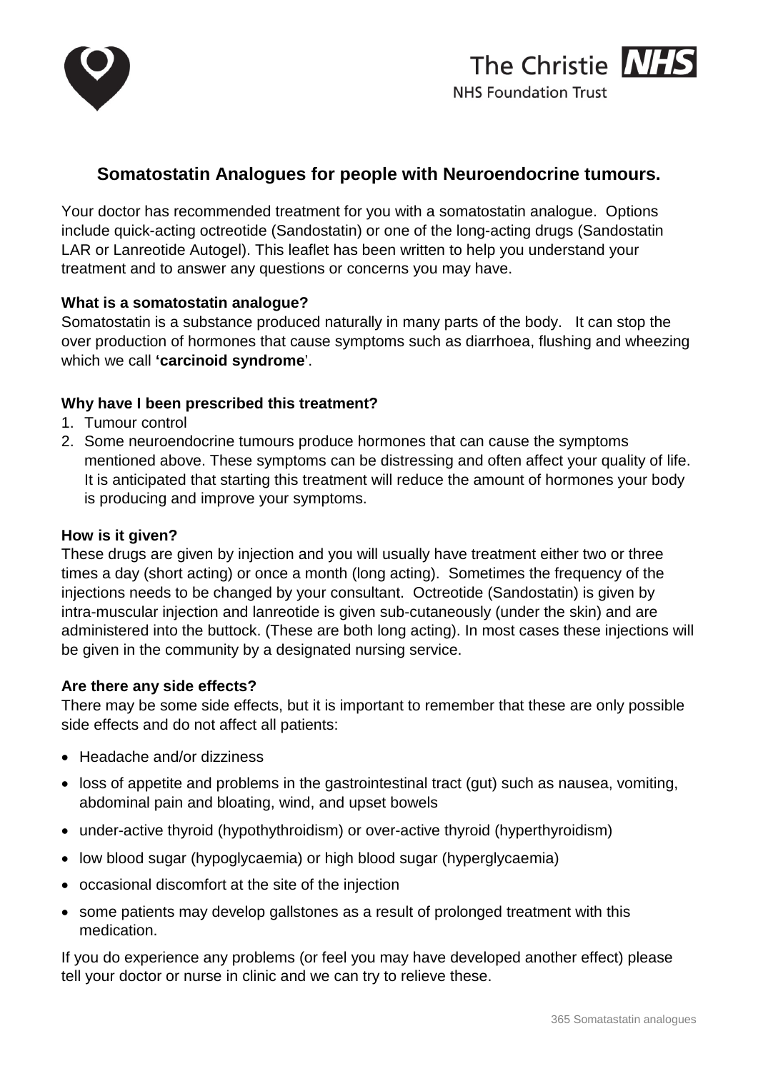# Somatostatin Analogues for people with Neuroendocrine tumours.

Your doctor has recommended treatment for you with a somatostatin analogue. Options include quick-acting octreotide (Sandostatin) or one of the long-acting drugs (Sandostatin LAR or Lanreotide Autogel). This leaflet has been written to help you understand your treatment and to answer any questions or concerns you may have.

**What is a somatostatin analogue?**

Somatostatin is a substance produced naturally in many parts of the body. It can stop the over production of hormones that cause symptoms such as diarrhoea, flushing and wheezing which we call **'carcinoid syndrome**'.

**Why have I been prescribed this treatment?**

1. Tumour control
2. Some neuroendocrine tumours produce hormones that can cause the symptoms mentioned above. These symptoms can be distressing and often affect your quality of life. It is anticipated that starting this treatment will reduce the amount of hormones your body is producing and improve your symptoms.

**How is it given?**

These drugs are given by injection and you will usually have treatment either two or three times a day (short acting) or once a month (long acting). Sometimes the frequency of the injections needs to be changed by your consultant. Octreotide (Sandostatin) is given by intra-muscular injection and lanreotide is given sub-cutaneously (under the skin) and are administered into the buttock. (These are both long acting). In most cases these injections will be given in the community by a designated nursing service.

**Are there any side effects?**

There may be some side effects, but it is important to remember that these are only possible side effects and do not affect all patients:

- Headache and/or dizziness
- loss of appetite and problems in the gastrointestinal tract (gut) such as nausea, vomiting, abdominal pain and bloating, wind, and upset bowels
- under-active thyroid (hypothyroidism) or over-active thyroid (hyperthyroidism)
- low blood sugar (hypoglycaemia) or high blood sugar (hyperglycaemia)
- occasional discomfort at the site of the injection
- some patients may develop gallstones as a result of prolonged treatment with this medication.

If you do experience any problems (or feel you may have developed another effect) please tell your doctor or nurse in clinic and we can try to relieve these.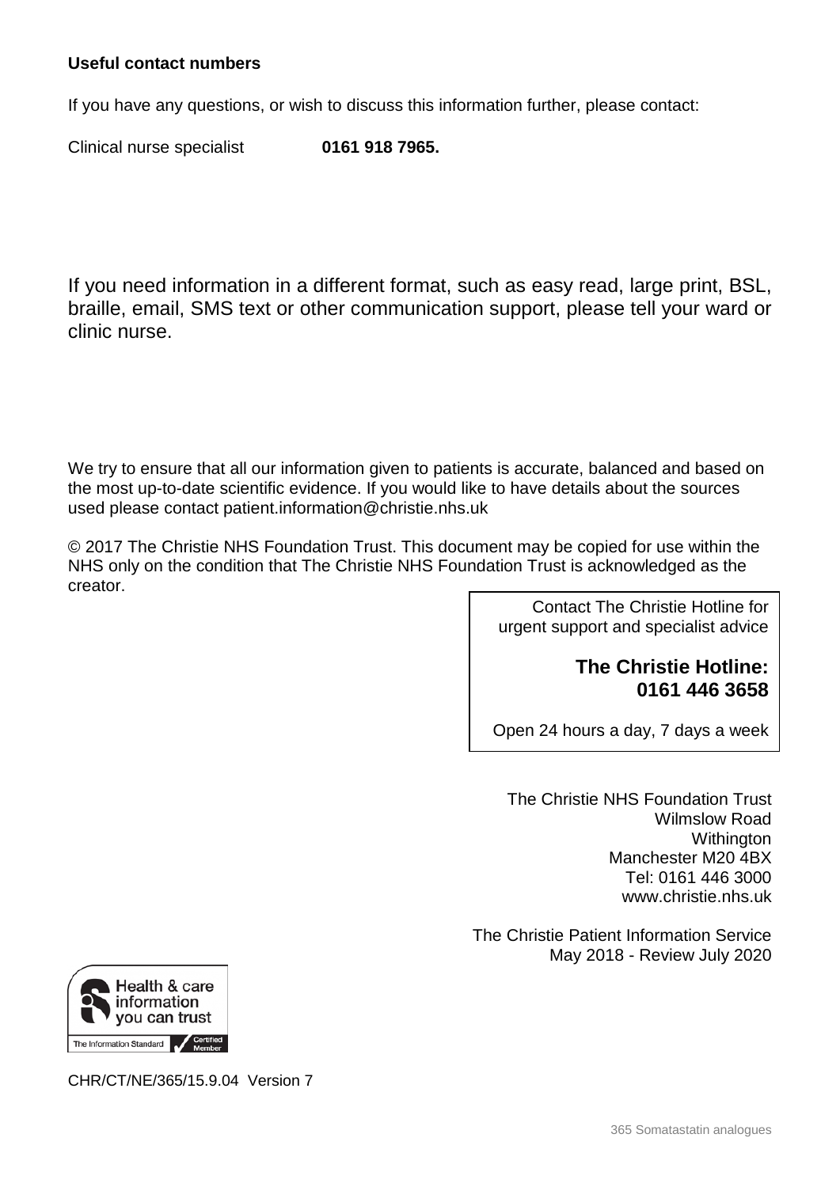**Useful contact numbers**

If you have any questions, or wish to discuss this information further, please contact:

Clinical nurse specialist **0161 918 7965.**

If you need information in a different format, such as easy read, large print, BSL, braille, email, SMS text or other communication support, please tell your ward or clinic nurse.

We try to ensure that all our information given to patients is accurate, balanced and based on the most up-to-date scientific evidence. If you would like to have details about the sources used please contact patient.information@christie.nhs.uk

© 2017 The Christie NHS Foundation Trust. This document may be copied for use within the NHS only on the condition that The Christie NHS Foundation Trust is acknowledged as the creator.

Contact The Christie Hotline for urgent support and specialist advice

**The Christie Hotline: 0161 446 3658**

Open 24 hours a day, 7 days a week

The Christie NHS Foundation Trust
Wilmslow Road
Withington
Manchester M20 4BX
Tel: 0161 446 3000
www.christie.nhs.uk

The Christie Patient Information Service
May 2018 - Review July 2020

Health & care information you can trust
The Information Standard Certified Member

CHR/CT/NE/365/15.9.04 Version 7

365 Somatastatin analogues